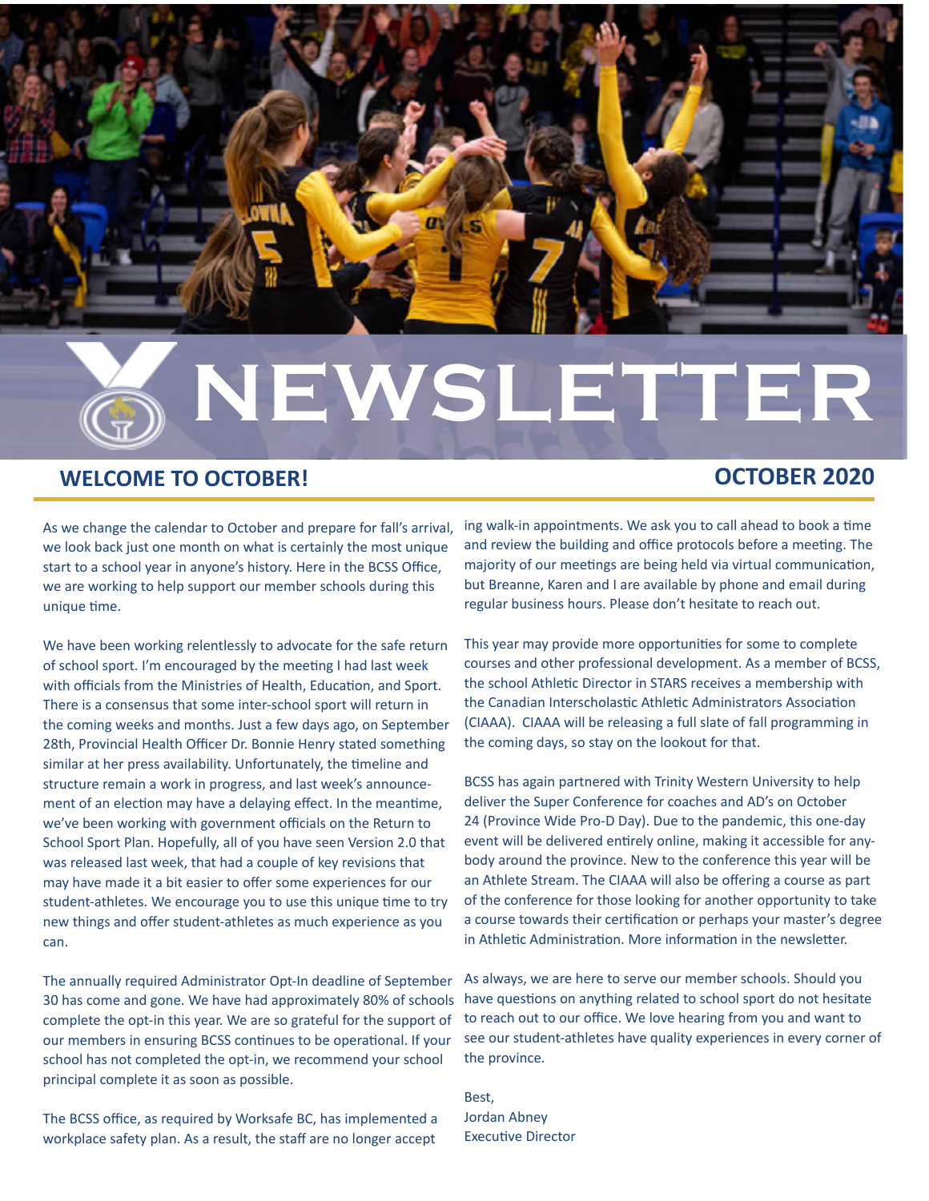# NEWSLETTER

## WELCOME TO OCTOBER!

## OCTOBER 2020

As we change the calendar to October and prepare for fall's arrival, we look back just one month on what is certainly the most unique start to a school year in anyone's history. Here in the BCSS Office, we are working to help support our member schools during this unique time.

We have been working relentlessly to advocate for the safe return of school sport. I'm encouraged by the meeting I had last week with officials from the Ministries of Health, Education, and Sport. There is a consensus that some inter-school sport will return in the coming weeks and months. Just a few days ago, on September 28th, Provincial Health Officer Dr. Bonnie Henry stated something similar at her press availability. Unfortunately, the timeline and structure remain a work in progress, and last week's announcement of an election may have a delaying effect. In the meantime, we've been working with government officials on the Return to School Sport Plan. Hopefully, all of you have seen Version 2.0 that was released last week, that had a couple of key revisions that may have made it a bit easier to offer some experiences for our student-athletes. We encourage you to use this unique time to try new things and offer student-athletes as much experience as you can.

The annually required Administrator Opt-In deadline of September 30 has come and gone. We have had approximately 80% of schools complete the opt-in this year. We are so grateful for the support of our members in ensuring BCSS continues to be operational. If your school has not completed the opt-in, we recommend your school principal complete it as soon as possible.

The BCSS office, as required by Worksafe BC, has implemented a workplace safety plan. As a result, the staff are no longer accepting walk-in appointments. We ask you to call ahead to book a time and review the building and office protocols before a meeting. The majority of our meetings are being held via virtual communication, but Breanne, Karen and I are available by phone and email during regular business hours. Please don't hesitate to reach out.

This year may provide more opportunities for some to complete courses and other professional development. As a member of BCSS, the school Athletic Director in STARS receives a membership with the Canadian Interscholastic Athletic Administrators Association (CIAAA). CIAAA will be offering a full slate of fall programming in the coming days, so stay on the lookout for that.

BCSS has again partnered with Trinity Western University to help deliver the Super Conference for coaches and AD's on October 24 (Province Wide Pro-D Day). Due to the pandemic, this one-day event will be delivered entirely online, making it accessible for anybody around the province. New to the conference this year will be an Athlete Stream. The CIAAA will also be offering a course as part of the conference for those looking for another opportunity to take a course towards their certification or perhaps your master's degree in Athletic Administration. More information in the newsletter.

As always, we are here to serve our member schools. Should you have questions on anything related to school sport do not hesitate to reach out to our office. We love hearing from you and want to see our student-athletes have quality experiences in every corner of the province.

Best,  
Jordan Abney  
Executive Director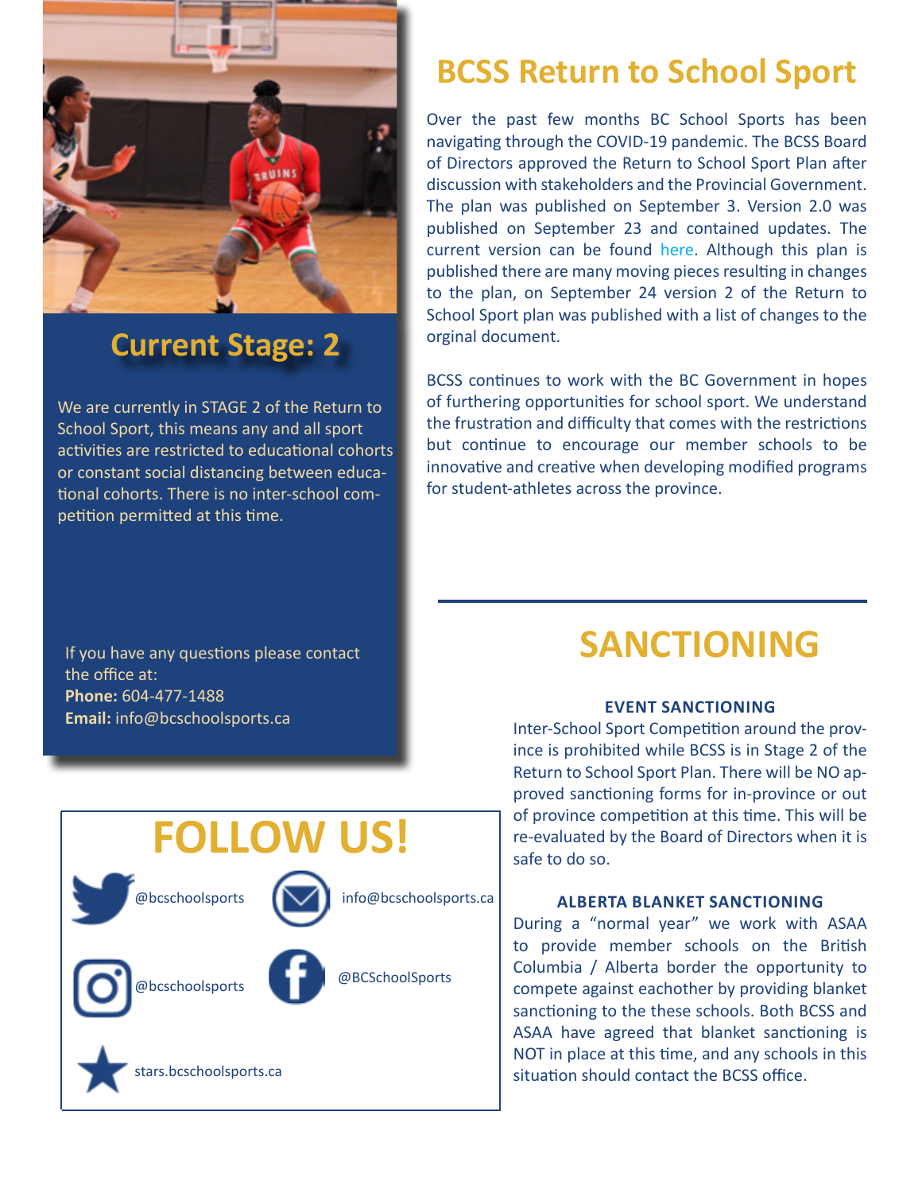## Current Stage: 2

We are currently in STAGE 2 of the Return to School Sport, this means any and all sport activities are restricted to educational cohorts or constant social distancing between educational cohorts. There is no inter-school competition permitted at this time.

If you have any questions please contact the office at:
**Phone:** 604-477-1488
**Email:** info@bcschoolsports.ca

## FOLLOW US!

@bcschoolsports

info@bcschoolsports.ca

@bcschoolsports

@BCSchoolSports

stars.bcschoolsports.ca

# BCSS Return to School Sport

Over the past few months BC School Sports has been navigating through the COVID-19 pandemic. The BCSS Board of Directors approved the Return to School Sport Plan after discussion with stakeholders and the Provincial Government. The plan was published on September 3. Version 2.0 was published on September 23 and contained updates. The current version can be found here. Although this plan is published there are many moving pieces resulting in changes to the plan, on September 24 version 2 of the Return to School Sport plan was published with a list of changes to the orginal document.

BCSS continues to work with the BC Government in hopes of furthering opportunities for school sport. We understand the frustration and difficulty that comes with the restrictions but continue to encourage our member schools to be innovative and creative when developing modified programs for student-athletes across the province.

# SANCTIONING

### EVENT SANCTIONING

Inter-School Sport Competition around the province is prohibited while BCSS is in Stage 2 of the Return to School Sport Plan. There will be NO approved sanctioning forms for in-province or out of province competition at this time. This will be re-evaluated by the Board of Directors when it is safe to do so.

### ALBERTA BLANKET SANCTIONING

During a "normal year" we work with ASAA to provide member schools on the British Columbia / Alberta border the opportunity to compete against eachother by providing blanket sanctioning to the these schools. Both BCSS and ASAA have agreed that blanket sanctioning is NOT in place at this time, and any schools in this situation should contact the BCSS office.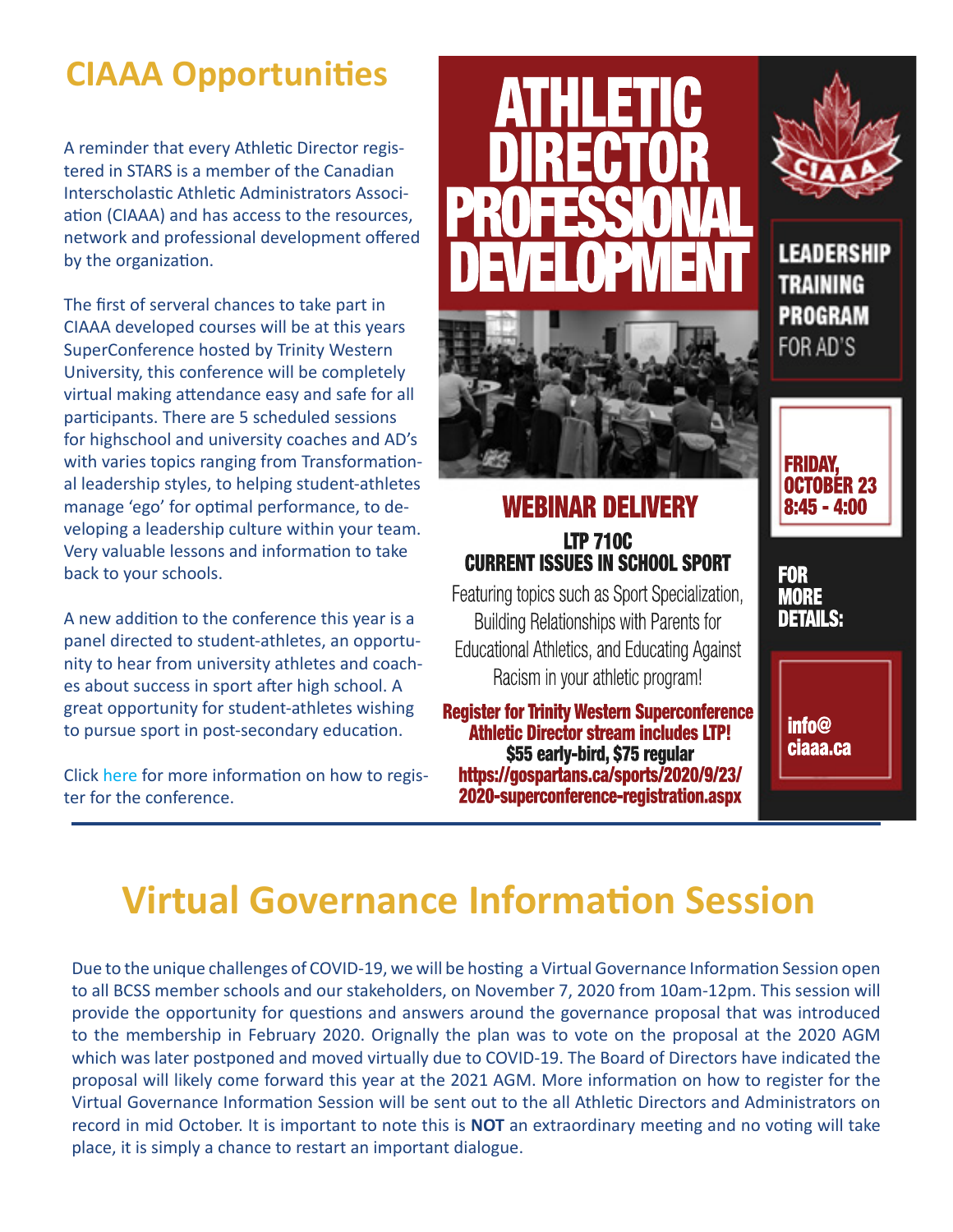## CIAAA Opportunities

A reminder that every Athletic Director registered in STARS is a member of the Canadian Interscholastic Athletic Administrators Association (CIAAA) and has access to the resources, network and professional development offered by the organization.

The first of serveral chances to take part in CIAAA developed courses will be at this years SuperConference hosted by Trinity Western University, this conference will be completely virtual making attendance easy and safe for all participants. There are 5 scheduled sessions for highschool and university coaches and AD's with varies topics ranging from Transformational leadership styles, to helping student-athletes manage 'ego' for optimal performance, to developing a leadership culture within your team. Very valuable lessons and information to take back to your schools.

A new addition to the conference this year is a panel directed to student-athletes, an opportunity to hear from university athletes and coaches about success in sport after high school. A great opportunity for student-athletes wishing to pursue sport in post-secondary education.

Click here for more information on how to register for the conference.

# ATHLETIC DIRECTOR PROFESSIONAL DEVELOPMENT

CIAAA

**LEADERSHIP TRAINING PROGRAM** FOR AD'S

## WEBINAR DELIVERY

**LTP 710C**
**CURRENT ISSUES IN SCHOOL SPORT**

Featuring topics such as Sport Specialization, Building Relationships with Parents for Educational Athletics, and Educating Against Racism in your athletic program!

**Register for Trinity Western Superconference**
**Athletic Director stream includes LTP!**
**$55 early-bird, $75 regular**
**https://gospartans.ca/sports/2020/9/23/2020-superconference-registration.aspx**

**FRIDAY, OCTOBER 23**
**8:45 - 4:00**

**FOR MORE DETAILS:**

**info@ciaaa.ca**

# Virtual Governance Information Session

Due to the unique challenges of COVID-19, we will be hosting a Virtual Governance Information Session open to all BCSS member schools and our stakeholders, on November 7, 2020 from 10am-12pm. This session will provide the opportunity for questions and answers around the governance proposal that was introduced to the membership in February 2020. Orignally the plan was to vote on the proposal at the 2020 AGM which was later postponed and moved virtually due to COVID-19. The Board of Directors have indicated the proposal will likely come forward this year at the 2021 AGM. More information on how to register for the Virtual Governance Information Session will be sent out to the all Athletic Directors and Administrators on record in mid October. It is important to note this is **NOT** an extraordinary meeting and no voting will take place, it is simply a chance to restart an important dialogue.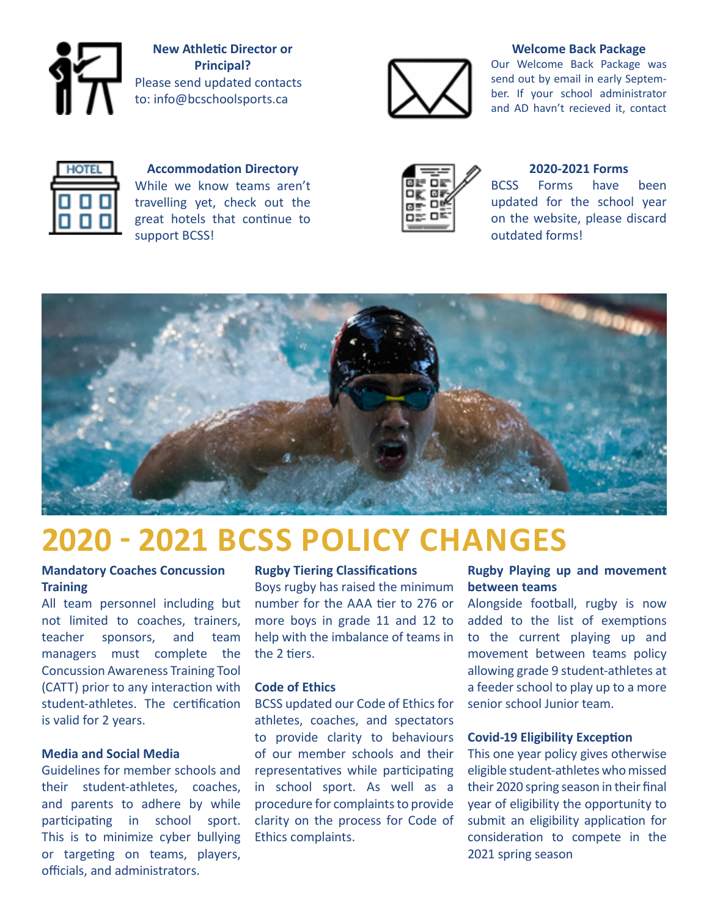### New Athletic Director or Principal?

Please send updated contacts to: info@bcschoolsports.ca

### Welcome Back Package

Our Welcome Back Package was send out by email in early September. If your school administrator and AD havn't recieved it, contact

### Accommodation Directory

While we know teams aren't travelling yet, check out the great hotels that continue to support BCSS!

### 2020-2021 Forms

BCSS Forms have been updated for the school year on the website, please discard outdated forms!

# 2020 - 2021 BCSS POLICY CHANGES

**Mandatory Coaches Concussion Training**

All team personnel including but not limited to coaches, trainers, teacher sponsors, and team managers must complete the Concussion Awareness Training Tool (CATT) prior to any interaction with student-athletes. The certification is valid for 2 years.

**Media and Social Media**

Guidelines for member schools and their student-athletes, coaches, and parents to adhere by while participating in school sport. This is to minimize cyber bullying or targeting on teams, players, officials, and administrators.

**Rugby Tiering Classifications**

Boys rugby has raised the minimum number for the AAA tier to 276 or more boys in grade 11 and 12 to help with the imbalance of teams in the 2 tiers.

**Code of Ethics**

BCSS updated our Code of Ethics for athletes, coaches, and spectators to provide clarity to behaviours of our member schools and their representatives while participating in school sport. As well as a procedure for complaints to provide clarity on the process for Code of Ethics complaints.

**Rugby Playing up and movement between teams**

Alongside football, rugby is now added to the list of exemptions to the current playing up and movement between teams policy allowing grade 9 student-athletes at a feeder school to play up to a more senior school Junior team.

**Covid-19 Eligibility Exception**

This one year policy gives otherwise eligible student-athletes who missed their 2020 spring season in their final year of eligibility the opportunity to submit an eligibility application for consideration to compete in the 2021 spring season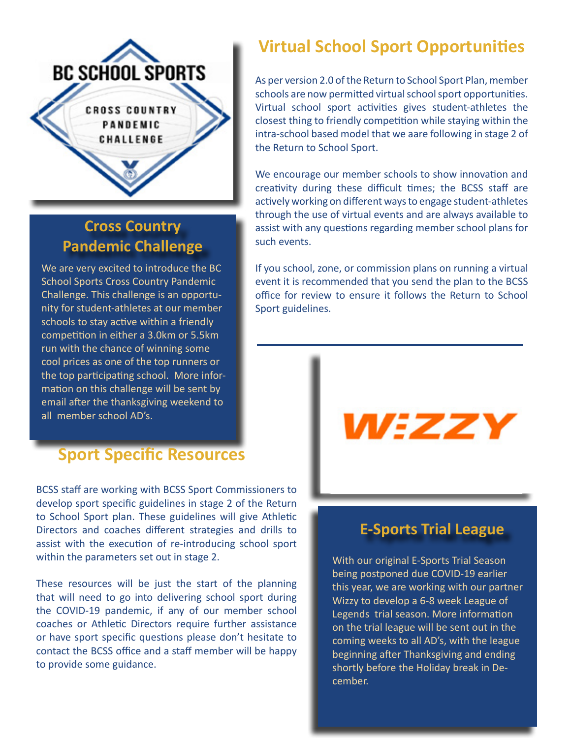## Virtual School Sport Opportunities

As per version 2.0 of the Return to School Sport Plan, member schools are now permitted virtual school sport opportunities. Virtual school sport activities gives student-athletes the closest thing to friendly competition while staying within the intra-school based model that we aare following in stage 2 of the Return to School Sport.

We encourage our member schools to show innovation and creativity during these difficult times; the BCSS staff are actively working on different ways to engage student-athletes through the use of virtual events and are always available to assist with any questions regarding member school plans for such events.

If you school, zone, or commission plans on running a virtual event it is recommended that you send the plan to the BCSS office for review to ensure it follows the Return to School Sport guidelines.

## Cross Country Pandemic Challenge

We are very excited to introduce the BC School Sports Cross Country Pandemic Challenge. This challenge is an opportunity for student-athletes at our member schools to stay active within a friendly competition in either a 3.0km or 5.5km run with the chance of winning some cool prices as one of the top runners or the top participating school. More information on this challenge will be sent by email after the thanksgiving weekend to all member school AD's.

## Sport Specific Resources

BCSS staff are working with BCSS Sport Commissioners to develop sport specific guidelines in stage 2 of the Return to School Sport plan. These guidelines will give Athletic Directors and coaches different strategies and drills to assist with the execution of re-introducing school sport within the parameters set out in stage 2.

These resources will be just the start of the planning that will need to go into delivering school sport during the COVID-19 pandemic, if any of our member school coaches or Athletic Directors require further assistance or have sport specific questions please don't hesitate to contact the BCSS office and a staff member will be happy to provide some guidance.

## E-Sports Trial League

With our original E-Sports Trial Season being postponed due COVID-19 earlier this year, we are working with our partner Wizzy to develop a 6-8 week League of Legends trial season. More information on the trial league will be sent out in the coming weeks to all AD's, with the league beginning after Thanksgiving and ending shortly before the Holiday break in December.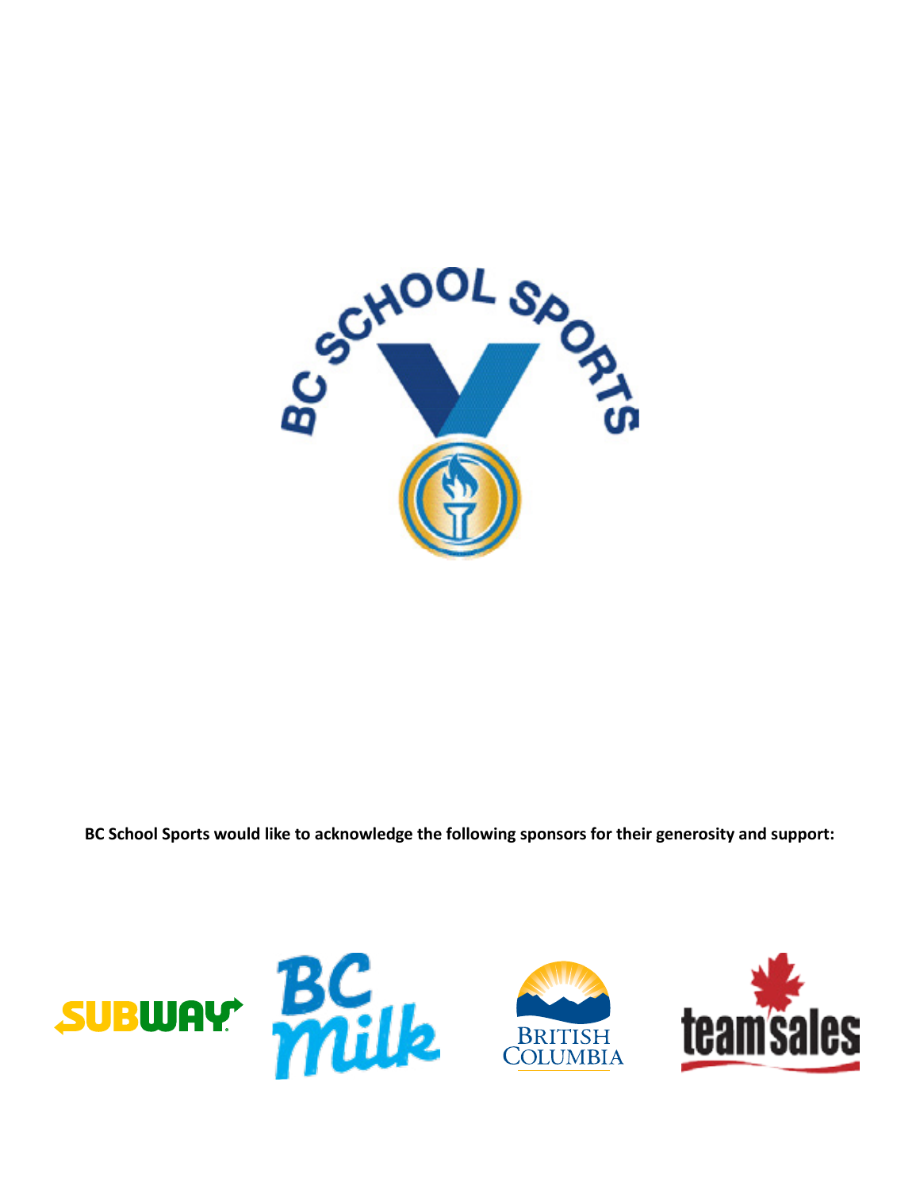**BC School Sports would like to acknowledge the following sponsors for their generosity and support:**